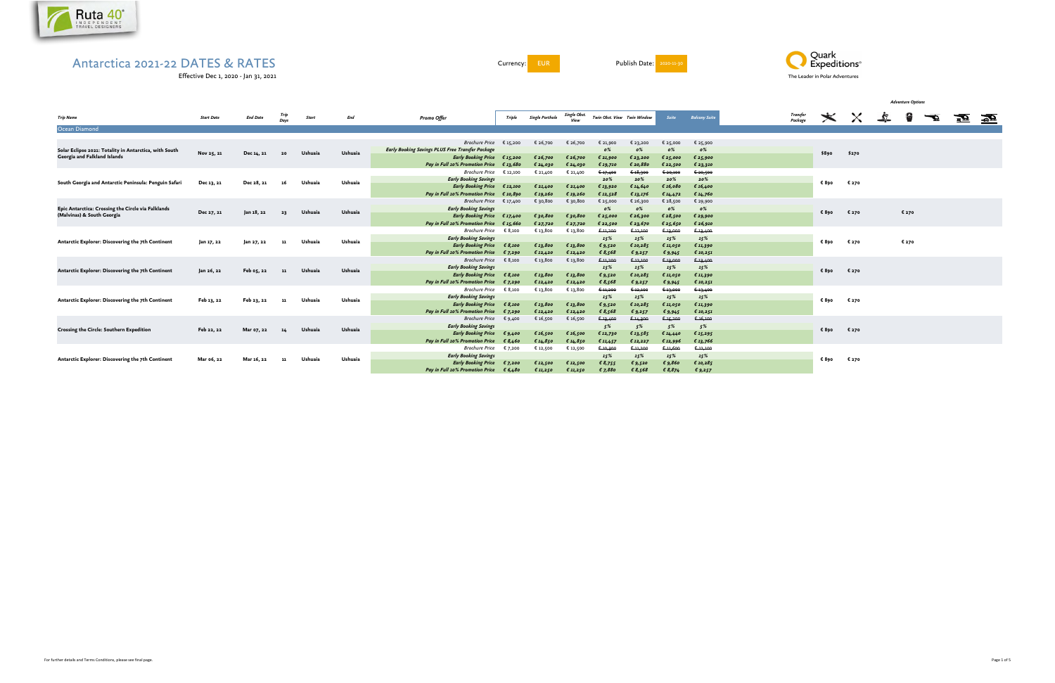Ruta 40° INDEPENDENT TRAVEL DESIGNERS

# Antarctica 2021-22 DATES & RATES

Effective Dec 1, 2020 - Jan 31, 2021

Currency: EUR

Publish Date: 2020-11-30

Quark Expeditions® The Leader in Polar Adventures

| Trip Name | Start Date | End Date | Trip Days | Start | End | Promo Offer | Triple | Single Porthole | Single Obst. View | Twin Obst. View | Twin Window | Suite | Balcony Suite | Transfer Package | Adventure Options | | | | | | |
|---|---|---|---|---|---|---|---|---|---|---|---|---|---|---|---|---|---|---|---|---|---|
| **Ocean Diamond** | | | | | | | | | | | | | | | | | | | | | |
| Solar Eclipse 2021: Totality in Antarctica, with South Georgia and Falkland Islands | Nov 25, 21 | Dec 14, 21 | 20 | Ushuaia | Ushuaia | Brochure Price | € 15,200 | € 26,700 | € 26,700 | € 21,900 | € 23,200 | € 25,000 | € 25,900 | $890 | $270 | | | | | | |
| | | | | | | Early Booking Savings PLUS Free Transfer Package | | | | 0% | 0% | 0% | 0% | | | | | | | | |
| | | | | | | Early Booking Price | € 15,200 | € 26,700 | € 26,700 | € 21,900 | € 23,200 | € 25,000 | € 25,900 | | | | | | | | |
| | | | | | | Pay in Full 10% Promotion Price | € 13,680 | € 24,030 | € 24,030 | € 19,710 | € 20,880 | € 22,500 | € 23,310 | | | | | | | | |
| South Georgia and Antarctic Peninsula: Penguin Safari | Dec 13, 21 | Dec 28, 21 | 16 | Ushuaia | Ushuaia | Brochure Price | € 12,100 | € 21,400 | € 21,400 | ~~€ 17,400~~ | ~~€ 18,300~~ | ~~€ 20,100~~ | ~~€ 20,500~~ | € 890 | € 270 | | | | | | |
| | | | | | | Early Booking Savings | | | | 20% | 20% | 20% | 20% | | | | | | | | |
| | | | | | | Early Booking Price | € 12,100 | € 21,400 | € 21,400 | € 13,920 | € 14,640 | € 16,080 | € 16,400 | | | | | | | | |
| | | | | | | Pay in Full 10% Promotion Price | € 10,890 | € 19,260 | € 19,260 | € 12,528 | € 13,176 | € 14,472 | € 14,760 | | | | | | | | |
| Epic Antarctica: Crossing the Circle via Falklands (Malvinas) & South Georgia | Dec 27, 21 | Jan 18, 22 | 23 | Ushuaia | Ushuaia | Brochure Price | € 17,400 | € 30,800 | € 30,800 | € 25,000 | € 26,300 | € 28,500 | € 29,900 | € 890 | € 270 | | € 270 | | | | |
| | | | | | | Early Booking Savings | | | | 0% | 0% | 0% | 0% | | | | | | | | |
| | | | | | | Early Booking Price | € 17,400 | € 30,800 | € 30,800 | € 25,000 | € 26,300 | € 28,500 | € 29,900 | | | | | | | | |
| | | | | | | Pay in Full 10% Promotion Price | € 15,660 | € 27,720 | € 27,720 | € 22,500 | € 23,670 | € 25,650 | € 26,910 | | | | | | | | |
| Antarctic Explorer: Discovering the 7th Continent | Jan 17, 22 | Jan 27, 22 | 11 | Ushuaia | Ushuaia | Brochure Price | € 8,100 | € 13,800 | € 13,800 | ~~€ 11,200~~ | ~~€ 12,100~~ | ~~€ 13,000~~ | ~~€ 13,400~~ | € 890 | € 270 | | € 270 | | | | |
| | | | | | | Early Booking Savings | | | | 15% | 15% | 15% | 15% | | | | | | | | |
| | | | | | | Early Booking Price | € 8,100 | € 13,800 | € 13,800 | € 9,520 | € 10,285 | € 11,050 | € 11,390 | | | | | | | | |
| | | | | | | Pay in Full 10% Promotion Price | € 7,290 | € 12,420 | € 12,420 | € 8,568 | € 9,257 | € 9,945 | € 10,251 | | | | | | | | |
| Antarctic Explorer: Discovering the 7th Continent | Jan 26, 22 | Feb 05, 22 | 11 | Ushuaia | Ushuaia | Brochure Price | € 8,100 | € 13,800 | € 13,800 | ~~€ 11,200~~ | ~~€ 12,100~~ | ~~€ 13,000~~ | ~~€ 13,400~~ | € 890 | € 270 | | | | | | |
| | | | | | | Early Booking Savings | | | | 15% | 15% | 15% | 15% | | | | | | | | |
| | | | | | | Early Booking Price | € 8,100 | € 13,800 | € 13,800 | € 9,520 | € 10,285 | € 11,050 | € 11,390 | | | | | | | | |
| | | | | | | Pay in Full 10% Promotion Price | € 7,290 | € 12,420 | € 12,420 | € 8,568 | € 9,257 | € 9,945 | € 10,251 | | | | | | | | |
| Antarctic Explorer: Discovering the 7th Continent | Feb 13, 22 | Feb 23, 22 | 11 | Ushuaia | Ushuaia | Brochure Price | € 8,100 | € 13,800 | € 13,800 | ~~€ 11,200~~ | ~~€ 12,100~~ | ~~€ 13,000~~ | ~~€ 13,400~~ | € 890 | € 270 | | | | | | |
| | | | | | | Early Booking Savings | | | | 15% | 15% | 15% | 15% | | | | | | | | |
| | | | | | | Early Booking Price | € 8,100 | € 13,800 | € 13,800 | € 9,520 | € 10,285 | € 11,050 | € 11,390 | | | | | | | | |
| | | | | | | Pay in Full 10% Promotion Price | € 7,290 | € 12,420 | € 12,420 | € 8,568 | € 9,257 | € 9,945 | € 10,251 | | | | | | | | |
| Crossing the Circle: Southern Expedition | Feb 22, 22 | Mar 07, 22 | 14 | Ushuaia | Ushuaia | Brochure Price | € 9,400 | € 16,500 | € 16,500 | ~~€ 13,400~~ | ~~€ 14,300~~ | ~~€ 15,200~~ | ~~€ 16,100~~ | € 890 | € 270 | | | | | | |
| | | | | | | Early Booking Savings | | | | 5% | 5% | 5% | 5% | | | | | | | | |
| | | | | | | Early Booking Price | € 9,400 | € 16,500 | € 16,500 | € 12,730 | € 13,585 | € 14,440 | € 15,295 | | | | | | | | |
| | | | | | | Pay in Full 10% Promotion Price | € 8,460 | € 14,850 | € 14,850 | € 11,457 | € 12,227 | € 12,996 | € 13,766 | | | | | | | | |
| Antarctic Explorer: Discovering the 7th Continent | Mar 06, 22 | Mar 16, 22 | 11 | Ushuaia | Ushuaia | Brochure Price | € 7,200 | € 12,500 | € 12,500 | ~~€ 10,300~~ | ~~€ 11,200~~ | ~~€ 11,600~~ | ~~€ 12,100~~ | € 890 | € 270 | | | | | | |
| | | | | | | Early Booking Savings | | | | 15% | 15% | 15% | 15% | | | | | | | | |
| | | | | | | Early Booking Price | € 7,200 | € 12,500 | € 12,500 | € 8,755 | € 9,520 | € 9,860 | € 10,285 | | | | | | | | |
| | | | | | | Pay in Full 10% Promotion Price | € 6,480 | € 11,250 | € 11,250 | € 7,880 | € 8,568 | € 8,874 | € 9,257 | | | | | | | | |

For further details and Terms Conditions, please see final page.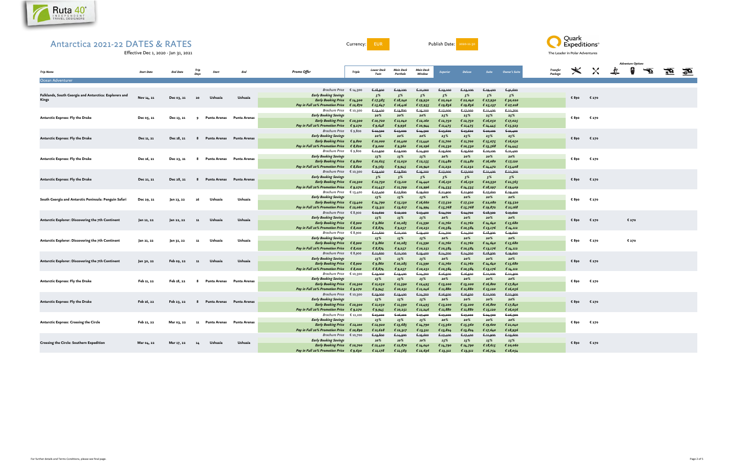Ruta 40° INDEPENDENT TRAVEL DESIGNERS

# Antarctica 2021-22 DATES & RATES

Effective Dec 1, 2020 - Jan 31, 2021

Currency: EUR

Publish Date: 2020-11-30

Quark Expeditions® The Leader in Polar Adventures

## Ocean Adventurer

| Trip Name | Start Date | End Date | Trip Days | Start | End | Promo Offer | Triple | Lower Deck Twin | Main Deck Porthole | Main Deck Window | Superior | Deluxe | Suite | Owner's Suite | Transfer Package | Adventure Options (1) | Adventure Options (2) | Adventure Options (3) | Adventure Options (4) | Adventure Options (5) | Adventure Options (6) | Adventure Options (7) |
|---|---|---|---|---|---|---|---|---|---|---|---|---|---|---|---|---|---|---|---|---|---|---|
| Falklands, South Georgia and Antarctica: Explorers and Kings | Nov 14, 21 | Dec 03, 21 | 20 | Ushuaia | Ushuaia | *Brochure Price* | €14,300 | ~~€18,300~~ | ~~€19,200~~ | ~~€21,000~~ | ~~€23,200~~ | ~~€23,200~~ | ~~€29,400~~ | ~~€31,600~~ | | €890 | €270 | | | | | |
| | | | | | | ***Early Booking Savings*** | | *5%* | *5%* | *5%* | *5%* | *5%* | *5%* | *5%* | | | | | | | | |
| | | | | | | ***Early Booking Price*** | ***€14,300*** | ***€17,385*** | ***€18,240*** | ***€19,950*** | ***€22,040*** | ***€22,040*** | ***€27,930*** | ***€30,020*** | | | | | | | | |
| | | | | | | ***Pay in Full 10% Promotion Price*** | ***€12,870*** | ***€15,647*** | ***€16,416*** | ***€17,955*** | ***€19,836*** | ***€19,836*** | ***€25,137*** | ***€27,018*** | | | | | | | | |
| Antarctic Express: Fly the Drake | Dec 05, 21 | Dec 13, 21 | 9 | Punta Arenas | Punta Arenas | *Brochure Price* | €10,300 | ~~€13,400~~ | ~~€13,800~~ | ~~€15,200~~ | ~~€17,000~~ | ~~€17,000~~ | ~~€21,400~~ | ~~€22,700~~ | | €890 | €270 | | | | | |
| | | | | | | ***Early Booking Savings*** | | *20%* | *20%* | *20%* | *25%* | *25%* | *25%* | *25%* | | | | | | | | |
| | | | | | | ***Early Booking Price*** | ***€10,300*** | ***€10,720*** | ***€11,040*** | ***€12,160*** | ***€12,750*** | ***€12,750*** | ***€16,050*** | ***€17,025*** | | | | | | | | |
| | | | | | | ***Pay in Full 10% Promotion Price*** | ***€9,270*** | ***€9,648*** | ***€9,936*** | ***€10,944*** | ***€11,475*** | ***€11,475*** | ***€14,445*** | ***€15,323*** | | | | | | | | |
| Antarctic Express: Fly the Drake | Dec 11, 21 | Dec 18, 21 | 8 | Punta Arenas | Punta Arenas | *Brochure Price* | €9,800 | ~~€12,500~~ | ~~€13,000~~ | ~~€14,300~~ | ~~€15,600~~ | ~~€15,600~~ | ~~€20,100~~ | ~~€21,400~~ | | €890 | €270 | | | | | |
| | | | | | | ***Early Booking Savings*** | | *20%* | *20%* | *20%* | *25%* | *25%* | *25%* | *25%* | | | | | | | | |
| | | | | | | ***Early Booking Price*** | ***€9,800*** | ***€10,000*** | ***€10,400*** | ***€11,440*** | ***€11,700*** | ***€11,700*** | ***€15,075*** | ***€16,050*** | | | | | | | | |
| | | | | | | ***Pay in Full 10% Promotion Price*** | ***€8,820*** | ***€9,000*** | ***€9,360*** | ***€10,296*** | ***€10,530*** | ***€10,530*** | ***€13,568*** | ***€14,445*** | | | | | | | | |
| Antarctic Express: Fly the Drake | Dec 16, 21 | Dec 23, 21 | 8 | Punta Arenas | Punta Arenas | *Brochure Price* | €9,800 | ~~€12,500~~ | ~~€13,000~~ | ~~€14,300~~ | ~~€15,600~~ | ~~€15,600~~ | ~~€20,100~~ | ~~€21,400~~ | | €890 | €270 | | | | | |
| | | | | | | ***Early Booking Savings*** | | *15%* | *15%* | *15%* | *20%* | *20%* | *20%* | *20%* | | | | | | | | |
| | | | | | | ***Early Booking Price*** | ***€9,800*** | ***€10,625*** | ***€11,050*** | ***€12,155*** | ***€12,480*** | ***€12,480*** | ***€16,080*** | ***€17,120*** | | | | | | | | |
| | | | | | | ***Pay in Full 10% Promotion Price*** | ***€8,820*** | ***€9,563*** | ***€9,945*** | ***€10,940*** | ***€11,232*** | ***€11,232*** | ***€14,472*** | ***€15,408*** | | | | | | | | |
| Antarctic Express: Fly the Drake | Dec 21, 21 | Dec 28, 21 | 8 | Punta Arenas | Punta Arenas | *Brochure Price* | €10,300 | ~~€13,400~~ | ~~€13,800~~ | ~~€15,200~~ | ~~€17,000~~ | ~~€17,000~~ | ~~€21,400~~ | ~~€22,700~~ | | €890 | €270 | | | | | |
| | | | | | | ***Early Booking Savings*** | | *5%* | *5%* | *5%* | *5%* | *5%* | *5%* | *5%* | | | | | | | | |
| | | | | | | ***Early Booking Price*** | ***€10,300*** | ***€12,730*** | ***€13,110*** | ***€14,440*** | ***€16,150*** | ***€16,150*** | ***€20,330*** | ***€21,565*** | | | | | | | | |
| | | | | | | ***Pay in Full 10% Promotion Price*** | ***€9,270*** | ***€11,457*** | ***€11,799*** | ***€12,996*** | ***€14,535*** | ***€14,535*** | ***€18,297*** | ***€19,409*** | | | | | | | | |
| South Georgia and Antarctic Peninsula: Penguin Safari | Dec 29, 21 | Jan 13, 22 | 16 | Ushuaia | Ushuaia | *Brochure Price* | €13,400 | ~~€17,400~~ | ~~€17,800~~ | ~~€19,600~~ | ~~€21,900~~ | ~~€21,900~~ | ~~€27,600~~ | ~~€29,400~~ | | €890 | €270 | | | | | |
| | | | | | | ***Early Booking Savings*** | | *15%* | *15%* | *15%* | *20%* | *20%* | *20%* | *20%* | | | | | | | | |
| | | | | | | ***Early Booking Price*** | ***€13,400*** | ***€14,790*** | ***€15,130*** | ***€16,660*** | ***€17,520*** | ***€17,520*** | ***€22,080*** | ***€23,520*** | | | | | | | | |
| | | | | | | ***Pay in Full 10% Promotion Price*** | ***€12,060*** | ***€13,311*** | ***€13,617*** | ***€14,994*** | ***€15,768*** | ***€15,768*** | ***€19,872*** | ***€21,168*** | | | | | | | | |
| Antarctic Explorer: Discovering the 7th Continent | Jan 12, 22 | Jan 22, 22 | 11 | Ushuaia | Ushuaia | *Brochure Price* | €8,900 | ~~€11,600~~ | ~~€12,100~~ | ~~€13,400~~ | ~~€14,700~~ | ~~€14,700~~ | ~~€18,300~~ | ~~€19,600~~ | | €890 | €270 | | €270 | | | |
| | | | | | | ***Early Booking Savings*** | | *15%* | *15%* | *15%* | *20%* | *20%* | *20%* | *20%* | | | | | | | | |
| | | | | | | ***Early Booking Price*** | ***€8,900*** | ***€9,860*** | ***€10,285*** | ***€11,390*** | ***€11,760*** | ***€11,760*** | ***€14,640*** | ***€15,680*** | | | | | | | | |
| | | | | | | ***Pay in Full 10% Promotion Price*** | ***€8,010*** | ***€8,874*** | ***€9,257*** | ***€10,251*** | ***€10,584*** | ***€10,584*** | ***€13,176*** | ***€14,112*** | | | | | | | | |
| Antarctic Explorer: Discovering the 7th Continent | Jan 21, 22 | Jan 31, 22 | 11 | Ushuaia | Ushuaia | *Brochure Price* | €8,900 | ~~€11,600~~ | ~~€12,100~~ | ~~€13,400~~ | ~~€14,700~~ | ~~€14,700~~ | ~~€18,300~~ | ~~€19,600~~ | | €890 | €270 | | €270 | | | |
| | | | | | | ***Early Booking Savings*** | | *15%* | *15%* | *15%* | *20%* | *20%* | *20%* | *20%* | | | | | | | | |
| | | | | | | ***Early Booking Price*** | ***€8,900*** | ***€9,860*** | ***€10,285*** | ***€11,390*** | ***€11,760*** | ***€11,760*** | ***€14,640*** | ***€15,680*** | | | | | | | | |
| | | | | | | ***Pay in Full 10% Promotion Price*** | ***€8,010*** | ***€8,874*** | ***€9,257*** | ***€10,251*** | ***€10,584*** | ***€10,584*** | ***€13,176*** | ***€14,112*** | | | | | | | | |
| Antarctic Explorer: Discovering the 7th Continent | Jan 30, 22 | Feb 09, 22 | 11 | Ushuaia | Ushuaia | *Brochure Price* | €8,900 | ~~€11,600~~ | ~~€12,100~~ | ~~€13,400~~ | ~~€14,700~~ | ~~€14,700~~ | ~~€18,300~~ | ~~€19,600~~ | | €890 | €270 | | | | | |
| | | | | | | ***Early Booking Savings*** | | *15%* | *15%* | *15%* | *20%* | *20%* | *20%* | *20%* | | | | | | | | |
| | | | | | | ***Early Booking Price*** | ***€8,900*** | ***€9,860*** | ***€10,285*** | ***€11,390*** | ***€11,760*** | ***€11,760*** | ***€14,640*** | ***€15,680*** | | | | | | | | |
| | | | | | | ***Pay in Full 10% Promotion Price*** | ***€8,010*** | ***€8,874*** | ***€9,257*** | ***€10,251*** | ***€10,584*** | ***€10,584*** | ***€13,176*** | ***€14,112*** | | | | | | | | |
| Antarctic Express: Fly the Drake | Feb 11, 22 | Feb 18, 22 | 8 | Punta Arenas | Punta Arenas | *Brochure Price* | €10,300 | ~~€13,000~~ | ~~€13,400~~ | ~~€14,700~~ | ~~€16,500~~ | ~~€16,500~~ | ~~€21,000~~ | ~~€22,300~~ | | €890 | €270 | | | | | |
| | | | | | | ***Early Booking Savings*** | | *15%* | *15%* | *15%* | *20%* | *20%* | *20%* | *20%* | | | | | | | | |
| | | | | | | ***Early Booking Price*** | ***€10,300*** | ***€11,050*** | ***€11,390*** | ***€12,495*** | ***€13,200*** | ***€13,200*** | ***€16,800*** | ***€17,840*** | | | | | | | | |
| | | | | | | ***Pay in Full 10% Promotion Price*** | ***€9,270*** | ***€9,945*** | ***€10,251*** | ***€11,246*** | ***€11,880*** | ***€11,880*** | ***€15,120*** | ***€16,056*** | | | | | | | | |
| Antarctic Express: Fly the Drake | Feb 16, 22 | Feb 23, 22 | 8 | Punta Arenas | Punta Arenas | *Brochure Price* | €10,300 | ~~€13,000~~ | ~~€13,400~~ | ~~€14,700~~ | ~~€16,500~~ | ~~€16,500~~ | ~~€21,000~~ | ~~€22,300~~ | | €890 | €270 | | | | | |
| | | | | | | ***Early Booking Savings*** | | *15%* | *15%* | *15%* | *20%* | *20%* | *20%* | *20%* | | | | | | | | |
| | | | | | | ***Early Booking Price*** | ***€10,300*** | ***€11,050*** | ***€11,390*** | ***€12,495*** | ***€13,200*** | ***€13,200*** | ***€16,800*** | ***€17,840*** | | | | | | | | |
| | | | | | | ***Pay in Full 10% Promotion Price*** | ***€9,270*** | ***€9,945*** | ***€10,251*** | ***€11,246*** | ***€11,880*** | ***€11,880*** | ***€15,120*** | ***€16,056*** | | | | | | | | |
| Antarctic Express: Crossing the Circle | Feb 21, 22 | Mar 03, 22 | 11 | Punta Arenas | Punta Arenas | *Brochure Price* | €12,100 | ~~€15,200~~ | ~~€16,100~~ | ~~€17,400~~ | ~~€19,200~~ | ~~€19,200~~ | ~~€24,500~~ | ~~€26,300~~ | | €890 | €270 | | | | | |
| | | | | | | ***Early Booking Savings*** | | *15%* | *15%* | *15%* | *20%* | *20%* | *20%* | *20%* | | | | | | | | |
| | | | | | | ***Early Booking Price*** | ***€12,100*** | ***€12,920*** | ***€13,685*** | ***€14,790*** | ***€15,360*** | ***€15,360*** | ***€19,600*** | ***€21,040*** | | | | | | | | |
| | | | | | | ***Pay in Full 10% Promotion Price*** | ***€10,890*** | ***€11,628*** | ***€12,317*** | ***€13,311*** | ***€13,824*** | ***€13,824*** | ***€17,640*** | ***€18,936*** | | | | | | | | |
| Crossing the Circle: Southern Expedition | Mar 04, 22 | Mar 17, 22 | 14 | Ushuaia | Ushuaia | *Brochure Price* | €10,700 | ~~€13,800~~ | ~~€14,300~~ | ~~€15,600~~ | ~~€17,400~~ | ~~€17,400~~ | ~~€21,900~~ | ~~€23,600~~ | | €890 | €270 | | | | | |
| | | | | | | ***Early Booking Savings*** | | *10%* | *10%* | *10%* | *15%* | *15%* | *15%* | *15%* | | | | | | | | |
| | | | | | | ***Early Booking Price*** | ***€10,700*** | ***€12,420*** | ***€12,870*** | ***€14,040*** | ***€14,790*** | ***€14,790*** | ***€18,615*** | ***€20,060*** | | | | | | | | |
| | | | | | | ***Pay in Full 10% Promotion Price*** | ***€9,630*** | ***€11,178*** | ***€11,583*** | ***€12,636*** | ***€13,311*** | ***€13,311*** | ***€16,754*** | ***€18,054*** | | | | | | | | |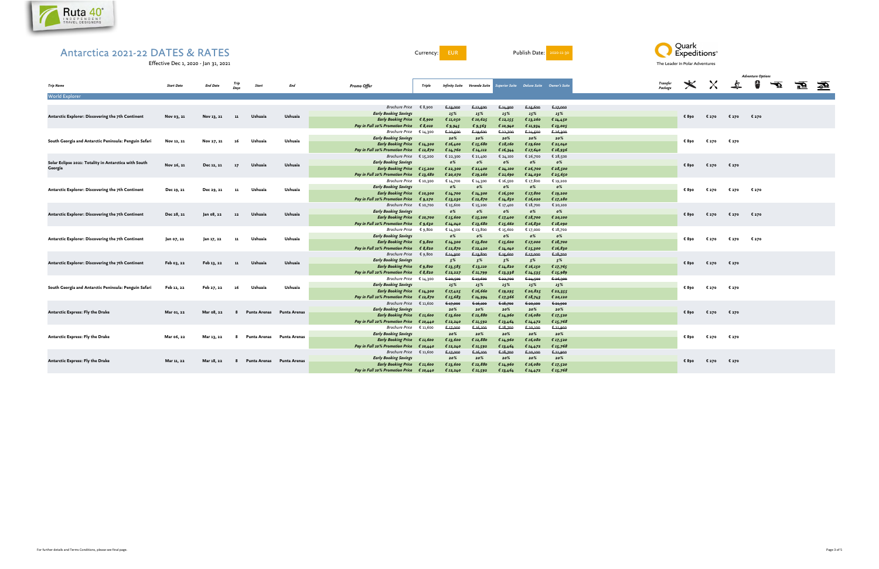# Antarctica 2021-22 DATES & RATES

Effective Dec 1, 2020 - Jan 31, 2021

Currency: EUR

Publish Date: 2020-11-30

Quark Expeditions®
The Leader in Polar Adventures

| Trip Name | Start Date | End Date | Trip Days | Start | End | Promo Offer | Triple | Infinity Suite | Veranda Suite | Superior Suite | Deluxe Suite | Owner's Suite | Transfer Package | Adventure Options | | | | | | |
|---|---|---|---|---|---|---|---|---|---|---|---|---|---|---|---|---|---|---|---|---|
| **World Explorer** | | | | | | | | | | | | | | | | | | | | |
| **Antarctic Explorer: Discovering the 7th Continent** | **Nov 03, 21** | **Nov 13, 21** | **11** | **Ushuaia** | **Ushuaia** | *Brochure Price* | € 8,900 | ~~€ 13,000~~ | ~~€ 12,500~~ | ~~€ 14,300~~ | ~~€ 15,600~~ | ~~€ 17,000~~ | | € 890 | € 270 | € 270 | € 270 | | | |
| | | | | | | ***Early Booking Savings*** | | *15%* | *15%* | *15%* | *15%* | *15%* | | | | | | | | |
| | | | | | | ***Early Booking Price*** | ***€ 8,900*** | ***€ 11,050*** | ***€ 10,625*** | ***€ 12,155*** | ***€ 13,260*** | ***€ 14,450*** | | | | | | | | |
| | | | | | | ***Pay in Full 10% Promotion Price*** | ***€ 8,010*** | ***€ 9,945*** | ***€ 9,563*** | ***€ 10,940*** | ***€ 11,934*** | ***€ 13,005*** | | | | | | | | |
| **South Georgia and Antarctic Peninsula: Penguin Safari** | **Nov 12, 21** | **Nov 27, 21** | **16** | **Ushuaia** | **Ushuaia** | *Brochure Price* | € 14,300 | ~~€ 20,500~~ | ~~€ 19,600~~ | ~~€ 22,700~~ | ~~€ 24,500~~ | ~~€ 26,300~~ | | € 890 | € 270 | € 270 | | | | |
| | | | | | | ***Early Booking Savings*** | | *20%* | *20%* | *20%* | *20%* | *20%* | | | | | | | | |
| | | | | | | ***Early Booking Price*** | ***€ 14,300*** | ***€ 16,400*** | ***€ 15,680*** | ***€ 18,160*** | ***€ 19,600*** | ***€ 21,040*** | | | | | | | | |
| | | | | | | ***Pay in Full 10% Promotion Price*** | ***€ 12,870*** | ***€ 14,760*** | ***€ 14,112*** | ***€ 16,344*** | ***€ 17,640*** | ***€ 18,936*** | | | | | | | | |
| **Solar Eclipse 2021: Totality in Antarctica with South Georgia** | **Nov 26, 21** | **Dec 12, 21** | **17** | **Ushuaia** | **Ushuaia** | *Brochure Price* | € 15,200 | € 22,300 | € 21,400 | € 24,100 | € 26,700 | € 28,500 | | € 890 | € 270 | € 270 | | | | |
| | | | | | | ***Early Booking Savings*** | | *0%* | *0%* | *0%* | *0%* | *0%* | | | | | | | | |
| | | | | | | ***Early Booking Price*** | ***€ 15,200*** | ***€ 22,300*** | ***€ 21,400*** | ***€ 24,100*** | ***€ 26,700*** | ***€ 28,500*** | | | | | | | | |
| | | | | | | ***Pay in Full 10% Promotion Price*** | ***€ 13,680*** | ***€ 20,070*** | ***€ 19,260*** | ***€ 21,690*** | ***€ 24,030*** | ***€ 25,650*** | | | | | | | | |
| **Antarctic Explorer: Discovering the 7th Continent** | **Dec 19, 21** | **Dec 29, 21** | **11** | **Ushuaia** | **Ushuaia** | *Brochure Price* | € 10,300 | € 14,700 | € 14,300 | € 16,500 | € 17,800 | € 19,200 | | € 890 | € 270 | € 270 | € 270 | | | |
| | | | | | | ***Early Booking Savings*** | | *0%* | *0%* | *0%* | *0%* | *0%* | | | | | | | | |
| | | | | | | ***Early Booking Price*** | ***€ 10,300*** | ***€ 14,700*** | ***€ 14,300*** | ***€ 16,500*** | ***€ 17,800*** | ***€ 19,200*** | | | | | | | | |
| | | | | | | ***Pay in Full 10% Promotion Price*** | ***€ 9,270*** | ***€ 13,230*** | ***€ 12,870*** | ***€ 14,850*** | ***€ 16,020*** | ***€ 17,280*** | | | | | | | | |
| **Antarctic Explorer: Discovering the 7th Continent** | **Dec 28, 21** | **Jan 08, 22** | **12** | **Ushuaia** | **Ushuaia** | *Brochure Price* | € 10,700 | € 15,600 | € 15,200 | € 17,400 | € 18,700 | € 20,100 | | € 890 | € 270 | € 270 | € 270 | | | |
| | | | | | | ***Early Booking Savings*** | | *0%* | *0%* | *0%* | *0%* | *0%* | | | | | | | | |
| | | | | | | ***Early Booking Price*** | ***€ 10,700*** | ***€ 15,600*** | ***€ 15,200*** | ***€ 17,400*** | ***€ 18,700*** | ***€ 20,100*** | | | | | | | | |
| | | | | | | ***Pay in Full 10% Promotion Price*** | ***€ 9,630*** | ***€ 14,040*** | ***€ 13,680*** | ***€ 15,660*** | ***€ 16,830*** | ***€ 18,090*** | | | | | | | | |
| **Antarctic Explorer: Discovering the 7th Continent** | **Jan 07, 22** | **Jan 17, 22** | **11** | **Ushuaia** | **Ushuaia** | *Brochure Price* | € 9,800 | € 14,300 | € 13,800 | € 15,600 | € 17,000 | € 18,700 | | € 890 | € 270 | € 270 | € 270 | | | |
| | | | | | | ***Early Booking Savings*** | | *0%* | *0%* | *0%* | *0%* | *0%* | | | | | | | | |
| | | | | | | ***Early Booking Price*** | ***€ 9,800*** | ***€ 14,300*** | ***€ 13,800*** | ***€ 15,600*** | ***€ 17,000*** | ***€ 18,700*** | | | | | | | | |
| | | | | | | ***Pay in Full 10% Promotion Price*** | ***€ 8,820*** | ***€ 12,870*** | ***€ 12,420*** | ***€ 14,040*** | ***€ 15,300*** | ***€ 16,830*** | | | | | | | | |
| **Antarctic Explorer: Discovering the 7th Continent** | **Feb 03, 22** | **Feb 13, 22** | **11** | **Ushuaia** | **Ushuaia** | *Brochure Price* | € 9,800 | ~~€ 14,300~~ | ~~€ 13,800~~ | ~~€ 15,600~~ | ~~€ 17,000~~ | ~~€ 18,700~~ | | € 890 | € 270 | € 270 | | | | |
| | | | | | | ***Early Booking Savings*** | | *5%* | *5%* | *5%* | *5%* | *5%* | | | | | | | | |
| | | | | | | ***Early Booking Price*** | ***€ 9,800*** | ***€ 13,585*** | ***€ 13,110*** | ***€ 14,820*** | ***€ 16,150*** | ***€ 17,765*** | | | | | | | | |
| | | | | | | ***Pay in Full 10% Promotion Price*** | ***€ 8,820*** | ***€ 12,227*** | ***€ 11,799*** | ***€ 13,338*** | ***€ 14,535*** | ***€ 15,989*** | | | | | | | | |
| **South Georgia and Antarctic Peninsula: Penguin Safari** | **Feb 12, 22** | **Feb 27, 22** | **16** | **Ushuaia** | **Ushuaia** | *Brochure Price* | € 14,300 | ~~€ 20,500~~ | ~~€ 19,600~~ | ~~€ 22,700~~ | ~~€ 24,500~~ | ~~€ 26,300~~ | | € 890 | € 270 | € 270 | | | | |
| | | | | | | ***Early Booking Savings*** | | *15%* | *15%* | *15%* | *15%* | *15%* | | | | | | | | |
| | | | | | | ***Early Booking Price*** | ***€ 14,300*** | ***€ 17,425*** | ***€ 16,660*** | ***€ 19,295*** | ***€ 20,825*** | ***€ 22,355*** | | | | | | | | |
| | | | | | | ***Pay in Full 10% Promotion Price*** | ***€ 12,870*** | ***€ 15,683*** | ***€ 14,994*** | ***€ 17,366*** | ***€ 18,743*** | ***€ 20,120*** | | | | | | | | |
| **Antarctic Express: Fly the Drake** | **Mar 01, 22** | **Mar 08, 22** | **8** | **Punta Arenas** | **Punta Arenas** | *Brochure Price* | € 11,600 | ~~€ 17,000~~ | ~~€ 16,100~~ | ~~€ 18,700~~ | ~~€ 20,100~~ | ~~€ 21,900~~ | | € 890 | € 270 | € 270 | | | | |
| | | | | | | ***Early Booking Savings*** | | *20%* | *20%* | *20%* | *20%* | *20%* | | | | | | | | |
| | | | | | | ***Early Booking Price*** | ***€ 11,600*** | ***€ 13,600*** | ***€ 12,880*** | ***€ 14,960*** | ***€ 16,080*** | ***€ 17,520*** | | | | | | | | |
| | | | | | | ***Pay in Full 10% Promotion Price*** | ***€ 10,440*** | ***€ 12,240*** | ***€ 11,592*** | ***€ 13,464*** | ***€ 14,472*** | ***€ 15,768*** | | | | | | | | |
| **Antarctic Express: Fly the Drake** | **Mar 06, 22** | **Mar 13, 22** | **8** | **Punta Arenas** | **Punta Arenas** | *Brochure Price* | € 11,600 | ~~€ 17,000~~ | ~~€ 16,100~~ | ~~€ 18,700~~ | ~~€ 20,100~~ | ~~€ 21,900~~ | | € 890 | € 270 | € 270 | | | | |
| | | | | | | ***Early Booking Savings*** | | *20%* | *20%* | *20%* | *20%* | *20%* | | | | | | | | |
| | | | | | | ***Early Booking Price*** | ***€ 11,600*** | ***€ 13,600*** | ***€ 12,880*** | ***€ 14,960*** | ***€ 16,080*** | ***€ 17,520*** | | | | | | | | |
| | | | | | | ***Pay in Full 10% Promotion Price*** | ***€ 10,440*** | ***€ 12,240*** | ***€ 11,592*** | ***€ 13,464*** | ***€ 14,472*** | ***€ 15,768*** | | | | | | | | |
| **Antarctic Express: Fly the Drake** | **Mar 11, 22** | **Mar 18, 22** | **8** | **Punta Arenas** | **Punta Arenas** | *Brochure Price* | € 11,600 | ~~€ 17,000~~ | ~~€ 16,100~~ | ~~€ 18,700~~ | ~~€ 20,100~~ | ~~€ 21,900~~ | | € 890 | € 270 | € 270 | | | | |
| | | | | | | ***Early Booking Savings*** | | *20%* | *20%* | *20%* | *20%* | *20%* | | | | | | | | |
| | | | | | | ***Early Booking Price*** | ***€ 11,600*** | ***€ 13,600*** | ***€ 12,880*** | ***€ 14,960*** | ***€ 16,080*** | ***€ 17,520*** | | | | | | | | |
| | | | | | | ***Pay in Full 10% Promotion Price*** | ***€ 10,440*** | ***€ 12,240*** | ***€ 11,592*** | ***€ 13,464*** | ***€ 14,472*** | ***€ 15,768*** | | | | | | | | |

For further details and Terms Conditions, please see final page.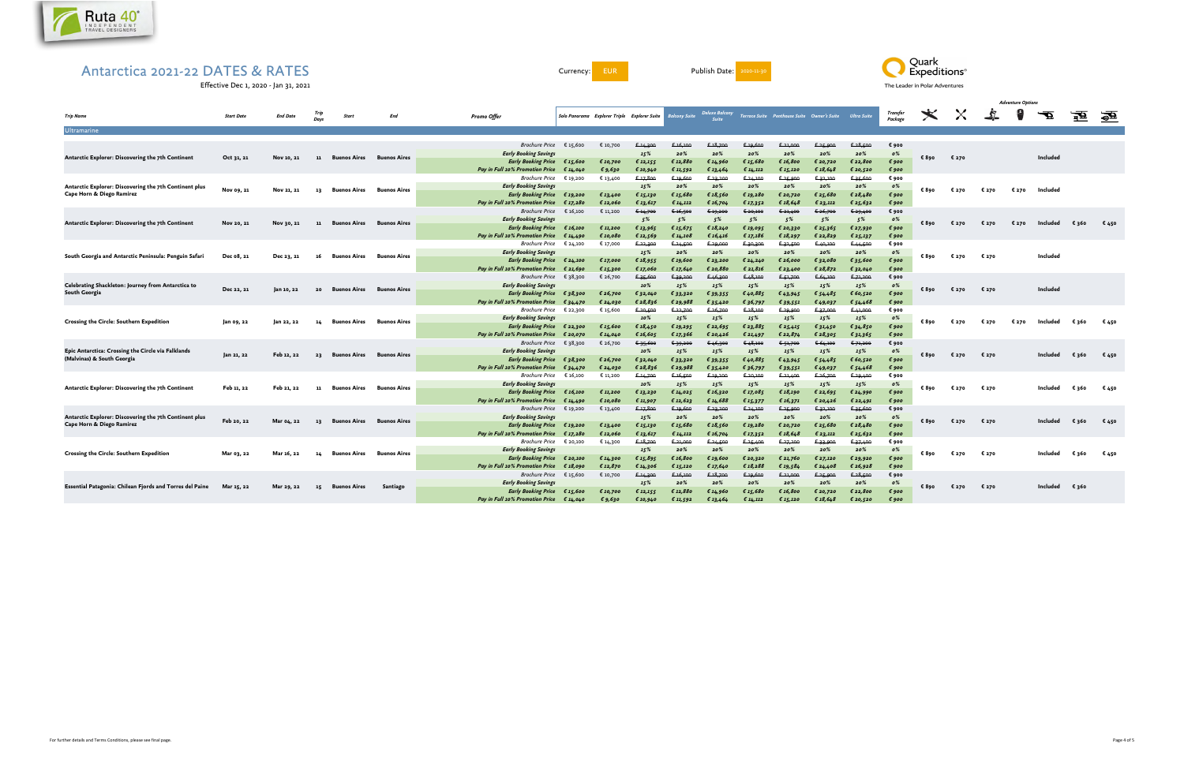Ruta 40° INDEPENDENT TRAVEL DESIGNERS

Quark Expeditions® The Leader in Polar Adventures

# Antarctica 2021-22 DATES & RATES

Effective Dec 1, 2020 - Jan 31, 2021

Currency: EUR

Publish Date: 2020-11-30

## Ultramarine

| Trip Name | Start Date | End Date | Trip Days | Start | End | Promo Offer | Solo Panorama | Explorer Triple | Explorer Suite | Balcony Suite | Deluxe Balcony Suite | Terrace Suite | Penthouse Suite | Owner's Suite | Ultra Suite | Transfer Package | Adventure Options | | | | | | |
|---|---|---|---|---|---|---|---|---|---|---|---|---|---|---|---|---|---|---|---|---|---|---|---|
| Antarctic Explorer: Discovering the 7th Continent | Oct 31, 21 | Nov 10, 21 | 11 | Buenos Aires | Buenos Aires | Brochure Price | € 15,600 | € 10,700 | ~~€ 14,300~~ | ~~€ 16,100~~ | ~~€ 18,700~~ | ~~€ 19,600~~ | ~~€ 21,000~~ | ~~€ 25,900~~ | ~~€ 28,500~~ | € 900 | € 890 | € 270 | | | Included | | |
| | | | | | | Early Booking Savings | | | 15% | 20% | 20% | 20% | 20% | 20% | 20% | 0% | | | | | | | |
| | | | | | | Early Booking Price | € 15,600 | € 10,700 | € 12,155 | € 12,880 | € 14,960 | € 15,680 | € 16,800 | € 20,720 | € 22,800 | € 900 | | | | | | | |
| | | | | | | Pay in Full 10% Promotion Price | € 14,040 | € 9,630 | € 10,940 | € 11,592 | € 13,464 | € 14,112 | € 15,120 | € 18,648 | € 20,520 | € 900 | | | | | | | |
| Antarctic Explorer: Discovering the 7th Continent plus Cape Horn & Diego Ramirez | Nov 09, 21 | Nov 21, 21 | 13 | Buenos Aires | Buenos Aires | Brochure Price | € 19,200 | € 13,400 | ~~€ 17,800~~ | ~~€ 19,600~~ | ~~€ 23,200~~ | ~~€ 24,100~~ | ~~€ 25,900~~ | ~~€ 32,100~~ | ~~€ 35,600~~ | € 900 | € 890 | € 270 | € 270 | € 270 | Included | | |
| | | | | | | Early Booking Savings | | | 15% | 20% | 20% | 20% | 20% | 20% | 20% | 0% | | | | | | | |
| | | | | | | Early Booking Price | € 19,200 | € 13,400 | € 15,130 | € 15,680 | € 18,560 | € 19,280 | € 20,720 | € 25,680 | € 28,480 | € 900 | | | | | | | |
| | | | | | | Pay in Full 10% Promotion Price | € 17,280 | € 12,060 | € 13,617 | € 14,112 | € 16,704 | € 17,352 | € 18,648 | € 23,112 | € 25,632 | € 900 | | | | | | | |
| Antarctic Explorer: Discovering the 7th Continent | Nov 20, 21 | Nov 30, 21 | 11 | Buenos Aires | Buenos Aires | Brochure Price | € 16,100 | € 11,200 | ~~€ 14,700~~ | ~~€ 16,500~~ | ~~€ 19,200~~ | ~~€ 20,100~~ | ~~€ 21,400~~ | ~~€ 26,700~~ | ~~€ 29,400~~ | € 900 | € 890 | € 270 | € 270 | € 270 | Included | € 360 | € 450 |
| | | | | | | Early Booking Savings | | | 5% | 5% | 5% | 5% | 5% | 5% | 5% | 0% | | | | | | | |
| | | | | | | Early Booking Price | € 16,100 | € 11,200 | € 13,965 | € 15,675 | € 18,240 | € 19,095 | € 20,330 | € 25,365 | € 27,930 | € 900 | | | | | | | |
| | | | | | | Pay in Full 10% Promotion Price | € 14,490 | € 10,080 | € 12,569 | € 14,108 | € 16,416 | € 17,186 | € 18,297 | € 22,829 | € 25,137 | € 900 | | | | | | | |
| South Georgia and Antarctic Peninsula: Penguin Safari | Dec 08, 21 | Dec 23, 21 | 16 | Buenos Aires | Buenos Aires | Brochure Price | € 24,100 | € 17,000 | ~~€ 22,300~~ | ~~€ 24,500~~ | ~~€ 29,000~~ | ~~€ 30,300~~ | ~~€ 32,500~~ | ~~€ 40,100~~ | ~~€ 44,500~~ | € 900 | € 890 | € 270 | € 270 | | Included | | |
| | | | | | | Early Booking Savings | | | 15% | 20% | 20% | 20% | 20% | 20% | 20% | 0% | | | | | | | |
| | | | | | | Early Booking Price | € 24,100 | € 17,000 | € 18,955 | € 19,600 | € 23,200 | € 24,240 | € 26,000 | € 32,080 | € 35,600 | € 900 | | | | | | | |
| | | | | | | Pay in Full 10% Promotion Price | € 21,690 | € 15,300 | € 17,060 | € 17,640 | € 20,880 | € 21,816 | € 23,400 | € 28,872 | € 32,040 | € 900 | | | | | | | |
| Celebrating Shackleton: Journey from Antarctica to South Georgia | Dec 22, 21 | Jan 10, 22 | 20 | Buenos Aires | Buenos Aires | Brochure Price | € 38,300 | € 26,700 | ~~€ 35,600~~ | ~~€ 39,200~~ | ~~€ 46,300~~ | ~~€ 48,100~~ | ~~€ 51,700~~ | ~~€ 64,100~~ | ~~€ 71,200~~ | € 900 | € 890 | € 270 | € 270 | | Included | | |
| | | | | | | Early Booking Savings | | | 10% | 15% | 15% | 15% | 15% | 15% | 15% | 0% | | | | | | | |
| | | | | | | Early Booking Price | € 38,300 | € 26,700 | € 32,040 | € 33,320 | € 39,355 | € 40,885 | € 43,945 | € 54,485 | € 60,520 | € 900 | | | | | | | |
| | | | | | | Pay in Full 10% Promotion Price | € 34,470 | € 24,030 | € 28,836 | € 29,988 | € 35,420 | € 36,797 | € 39,551 | € 49,037 | € 54,468 | € 900 | | | | | | | |
| Crossing the Circle: Southern Expedition | Jan 09, 22 | Jan 22, 22 | 14 | Buenos Aires | Buenos Aires | Brochure Price | € 22,300 | € 15,600 | ~~€ 20,500~~ | ~~€ 22,700~~ | ~~€ 26,700~~ | ~~€ 28,100~~ | ~~€ 29,900~~ | ~~€ 37,000~~ | ~~€ 41,000~~ | € 900 | € 890 | € 270 | € 270 | € 270 | Included | € 360 | € 450 |
| | | | | | | Early Booking Savings | | | 10% | 15% | 15% | 15% | 15% | 15% | 15% | 0% | | | | | | | |
| | | | | | | Early Booking Price | € 22,300 | € 15,600 | € 18,450 | € 19,295 | € 22,695 | € 23,885 | € 25,415 | € 31,450 | € 34,850 | € 900 | | | | | | | |
| | | | | | | Pay in Full 10% Promotion Price | € 20,070 | € 14,040 | € 16,605 | € 17,366 | € 20,426 | € 21,497 | € 22,874 | € 28,305 | € 31,365 | € 900 | | | | | | | |
| Epic Antarctica: Crossing the Circle via Falklands (Malvinas) & South Georgia | Jan 21, 22 | Feb 12, 22 | 23 | Buenos Aires | Buenos Aires | Brochure Price | € 38,300 | € 26,700 | ~~€ 35,600~~ | ~~€ 39,200~~ | ~~€ 46,300~~ | ~~€ 48,100~~ | ~~€ 51,700~~ | ~~€ 64,100~~ | ~~€ 71,200~~ | € 900 | € 890 | € 270 | € 270 | | Included | € 360 | € 450 |
| | | | | | | Early Booking Savings | | | 10% | 15% | 15% | 15% | 15% | 15% | 15% | 0% | | | | | | | |
| | | | | | | Early Booking Price | € 38,300 | € 26,700 | € 32,040 | € 33,320 | € 39,355 | € 40,885 | € 43,945 | € 54,485 | € 60,520 | € 900 | | | | | | | |
| | | | | | | Pay in Full 10% Promotion Price | € 34,470 | € 24,030 | € 28,836 | € 29,988 | € 35,420 | € 36,797 | € 39,551 | € 49,037 | € 54,468 | € 900 | | | | | | | |
| Antarctic Explorer: Discovering the 7th Continent | Feb 11, 22 | Feb 21, 22 | 11 | Buenos Aires | Buenos Aires | Brochure Price | € 16,100 | € 11,200 | ~~€ 14,700~~ | ~~€ 16,500~~ | ~~€ 19,200~~ | ~~€ 20,100~~ | ~~€ 21,400~~ | ~~€ 26,700~~ | ~~€ 29,400~~ | € 900 | € 890 | € 270 | € 270 | | Included | € 360 | € 450 |
| | | | | | | Early Booking Savings | | | 10% | 15% | 15% | 15% | 15% | 15% | 15% | 0% | | | | | | | |
| | | | | | | Early Booking Price | € 16,100 | € 11,200 | € 13,230 | € 14,025 | € 16,320 | € 17,085 | € 18,190 | € 22,695 | € 24,990 | € 900 | | | | | | | |
| | | | | | | Pay in Full 10% Promotion Price | € 14,490 | € 10,080 | € 11,907 | € 12,623 | € 14,688 | € 15,377 | € 16,371 | € 20,426 | € 22,491 | € 900 | | | | | | | |
| Antarctic Explorer: Discovering the 7th Continent plus Cape Horn & Diego Ramirez | Feb 20, 22 | Mar 04, 22 | 13 | Buenos Aires | Buenos Aires | Brochure Price | € 19,200 | € 13,400 | ~~€ 17,800~~ | ~~€ 19,600~~ | ~~€ 23,200~~ | ~~€ 24,100~~ | ~~€ 25,900~~ | ~~€ 32,100~~ | ~~€ 35,600~~ | € 900 | € 890 | € 270 | € 270 | | Included | € 360 | € 450 |
| | | | | | | Early Booking Savings | | | 15% | 20% | 20% | 20% | 20% | 20% | 20% | 0% | | | | | | | |
| | | | | | | Early Booking Price | € 19,200 | € 13,400 | € 15,130 | € 15,680 | € 18,560 | € 19,280 | € 20,720 | € 25,680 | € 28,480 | € 900 | | | | | | | |
| | | | | | | Pay in Full 10% Promotion Price | € 17,280 | € 12,060 | € 13,617 | € 14,112 | € 16,704 | € 17,352 | € 18,648 | € 23,112 | € 25,632 | € 900 | | | | | | | |
| Crossing the Circle: Southern Expedition | Mar 03, 22 | Mar 16, 22 | 14 | Buenos Aires | Buenos Aires | Brochure Price | € 20,100 | € 14,300 | ~~€ 18,700~~ | ~~€ 21,000~~ | ~~€ 24,500~~ | ~~€ 25,400~~ | ~~€ 27,200~~ | ~~€ 33,900~~ | ~~€ 37,400~~ | € 900 | € 890 | € 270 | € 270 | | Included | € 360 | € 450 |
| | | | | | | Early Booking Savings | | | 15% | 20% | 20% | 20% | 20% | 20% | 20% | 0% | | | | | | | |
| | | | | | | Early Booking Price | € 20,100 | € 14,300 | € 15,895 | € 16,800 | € 19,600 | € 20,320 | € 21,760 | € 27,120 | € 29,920 | € 900 | | | | | | | |
| | | | | | | Pay in Full 10% Promotion Price | € 18,090 | € 12,870 | € 14,306 | € 15,120 | € 17,640 | € 18,288 | € 19,584 | € 24,408 | € 26,928 | € 900 | | | | | | | |
| Essential Patagonia: Chilean Fjords and Torres del Paine | Mar 15, 22 | Mar 29, 22 | 15 | Buenos Aires | Santiago | Brochure Price | € 15,600 | € 10,700 | ~~€ 14,300~~ | ~~€ 16,100~~ | ~~€ 18,700~~ | ~~€ 19,600~~ | ~~€ 21,000~~ | ~~€ 25,900~~ | ~~€ 28,500~~ | € 900 | € 890 | € 270 | € 270 | | Included | € 360 | |
| | | | | | | Early Booking Savings | | | 15% | 20% | 20% | 20% | 20% | 20% | 20% | 0% | | | | | | | |
| | | | | | | Early Booking Price | € 15,600 | € 10,700 | € 12,155 | € 12,880 | € 14,960 | € 15,680 | € 16,800 | € 20,720 | € 22,800 | € 900 | | | | | | | |
| | | | | | | Pay in Full 10% Promotion Price | € 14,040 | € 9,630 | € 10,940 | € 11,592 | € 13,464 | € 14,112 | € 15,120 | € 18,648 | € 20,520 | € 900 | | | | | | | |

For further details and Terms Conditions, please see final page.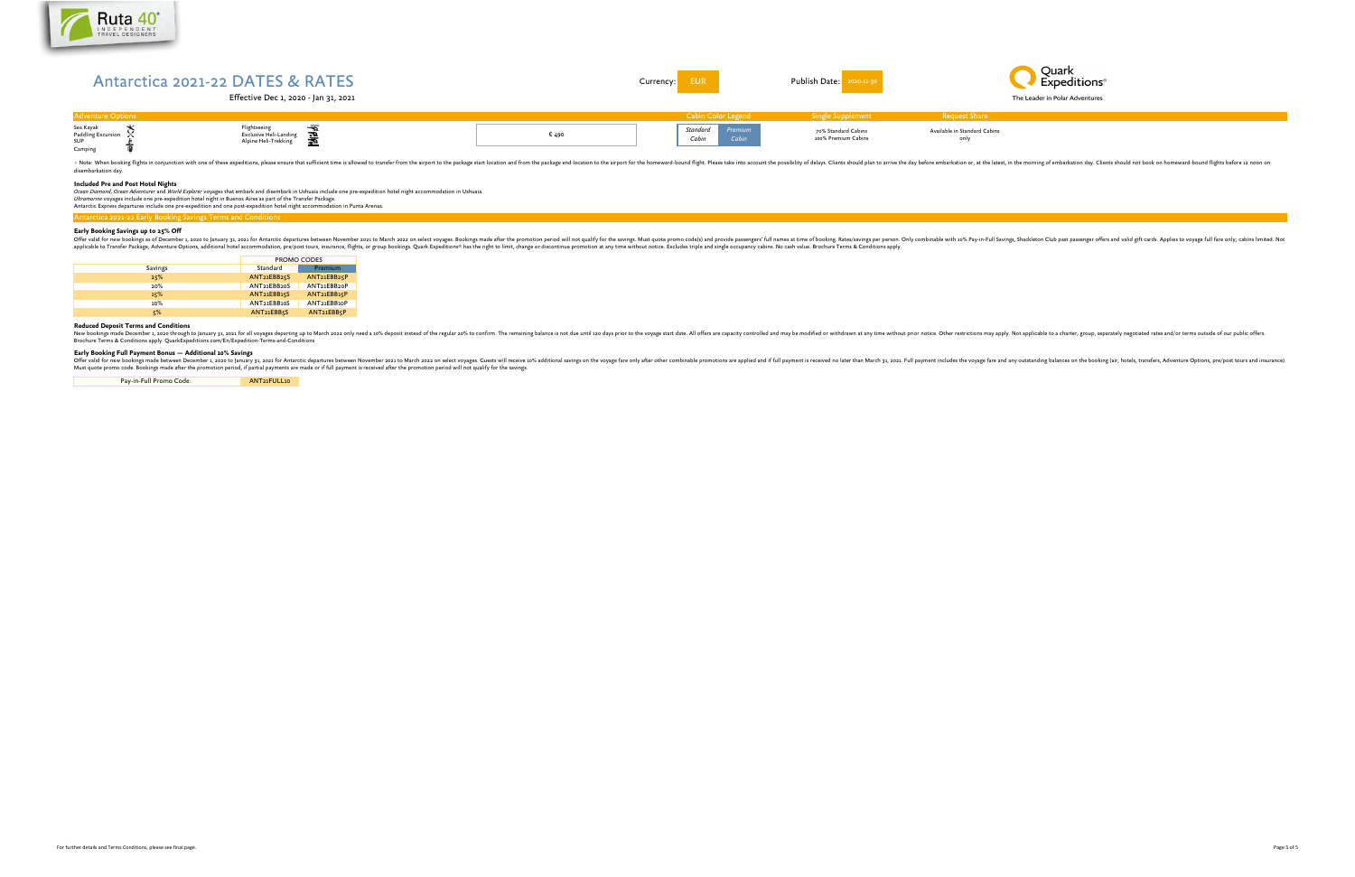# Antarctica 2021-22 DATES & RATES

Effective Dec 1, 2020 - Jan 31, 2021

Currency: EUR

Publish Date: 2020-11-30

The Leader in Polar Adventures

| Adventure Options | | | Cabin Color Legend | Single Supplement | Request Share |
|---|---|---|---|---|---|
| Sea Kayak<br>Paddling Excursion<br>SUP<br>Camping | Flightseeing<br>Exclusive Heli-Landing<br>Alpine Heli-Trekking | € 490 | *Standard Cabin* / *Premium Cabin* | 70% Standard Cabins<br>100% Premium Cabins | Available in Standard Cabins only |

> Note: When booking flights in conjunction with one of these expeditions, please ensure that sufficient time is allowed to transfer from the airport to the package start location and from the package end location to the airport for the homeward-bound flight. Please take into account the possibility of delays. Clients should plan to arrive the day before embarkation or, at the latest, in the morning of embarkation day. Clients should not book on homeward-bound flights before 12 noon on disembarkation day.

**Included Pre and Post Hotel Nights**

*Ocean Diamond, Ocean Adventurer* and *World Explorer* voyages that embark and disembark in Ushuaia include one pre-expedition hotel night accommodation in Ushuaia.
*Ultramarine* voyages include one pre-expedition hotel night in Buenos Aires as part of the Transfer Package.
Antarctic Express departures include one pre-expedition and one post-expedition hotel night accommodation in Punta Arenas.

## Antarctica 2021-22 Early Booking Savings Terms and Conditions

**Early Booking Savings up to 25% Off**

Offer valid for new bookings as of December 1, 2020 to January 31, 2021 for Antarctic departures between November 2021 to March 2022 on select voyages. Bookings made after the promotion period will not qualify for the savings. Must quote promo code(s) and provide passengers' full names at time of booking. Rates/savings per person. Only combinable with 10% Pay-in-Full Savings, Shackleton Club past passenger offers and valid gift cards. Applies to voyage full fare only; cabins limited. Not applicable to Transfer Package, Adventure Options, additional hotel accommodation, pre/post tours, insurance, flights, or group bookings. Quark Expeditions® has the right to limit, change or discontinue promotion at any time without notice. Excludes triple and single occupancy cabins. No cash value. Brochure Terms & Conditions apply.

| | PROMO CODES | |
|---|---|---|
| Savings | Standard | Premium |
| 25% | ANT21EBB25S | ANT21EBB25P |
| 20% | ANT21EBB20S | ANT21EBB20P |
| 15% | ANT21EBB15S | ANT21EBB15P |
| 10% | ANT21EBB10S | ANT21EBB10P |
| 5% | ANT21EBB5S | ANT21EBB5P |

**Reduced Deposit Terms and Conditions**

New bookings made December 1, 2020 through to January 31, 2021 for all voyages departing up to March 2022 only need a 10% deposit instead of the regular 20% to confirm. The remaining balance is not due until 120 days prior to the voyage start date. All offers are capacity controlled and may be modified or withdrawn at any time without prior notice. Other restrictions may apply. Not applicable to a charter, group, separately negotiated rates and/or terms outside of our public offers. Brochure Terms & Conditions apply. QuarkExpeditions.com/En/Expedition-Terms-and-Conditions

**Early Booking Full Payment Bonus — Additional 10% Savings**

Offer valid for new bookings made between December 1, 2020 to January 31, 2021 for Antarctic departures between November 2021 to March 2022 on select voyages. Guests will receive 10% additional savings on the voyage fare only after other combinable promotions are applied and if full payment is received no later than March 31, 2021. Full payment includes the voyage fare and any outstanding balances on the booking (air, hotels, transfers, Adventure Options, pre/post tours and insurance). Must quote promo code. Bookings made after the promotion period, if partial payments are made or if full payment is received after the promotion period will not qualify for the savings.

| | |
|---|---|
| Pay-in-Full Promo Code: | ANT21FULL10 |

For further details and Terms Conditions, please see final page.